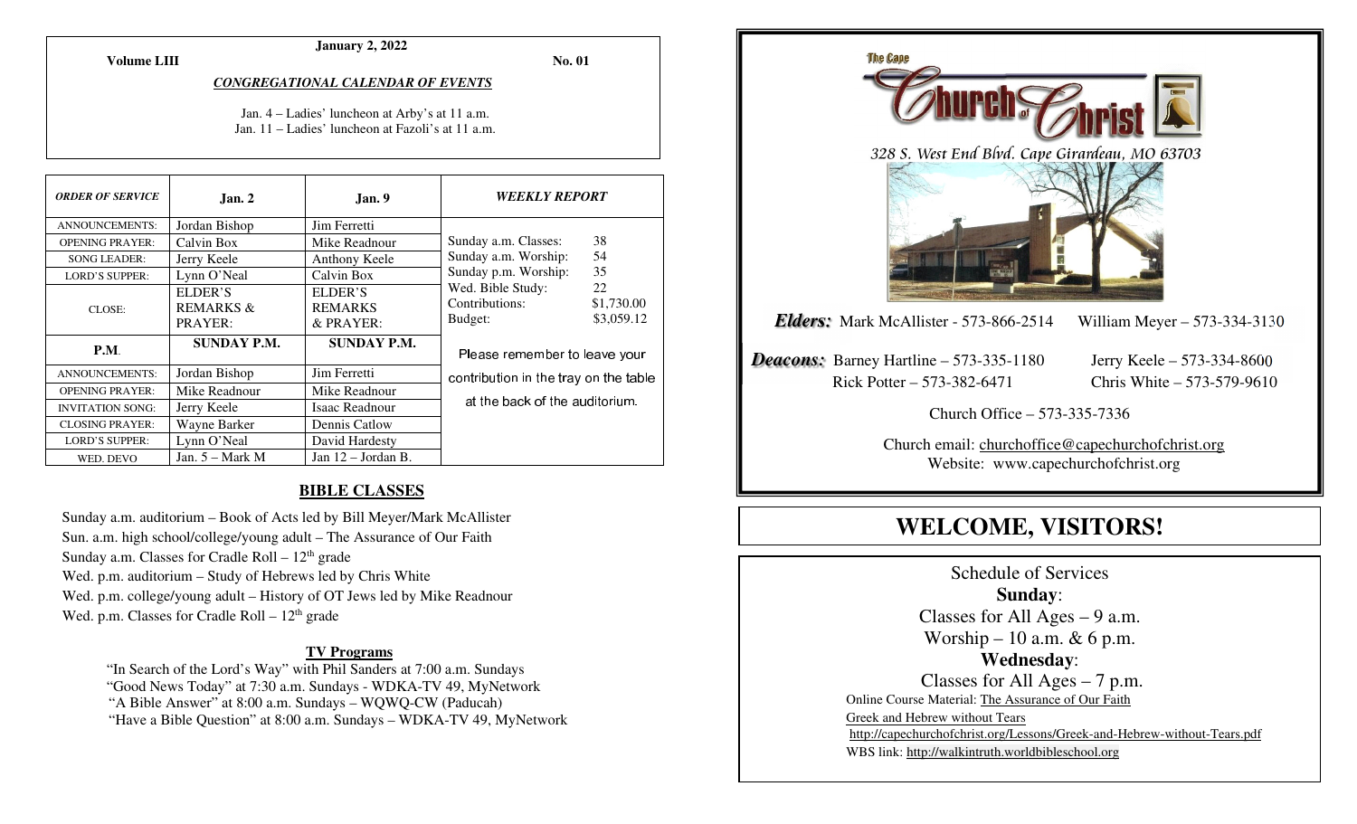**January 2, 2022**

**Volume LIII** **No. 01**

***CONGREGATIONAL CALENDAR OF EVENTS***

Jan. 4 – Ladies' luncheon at Arby's at 11 a.m.
Jan. 11 – Ladies' luncheon at Fazoli's at 11 a.m.

| *ORDER OF SERVICE* | **Jan. 2** | **Jan. 9** |
|---|---|---|
| ANNOUNCEMENTS: | Jordan Bishop | Jim Ferretti |
| OPENING PRAYER: | Calvin Box | Mike Readnour |
| SONG LEADER: | Jerry Keele | Anthony Keele |
| LORD'S SUPPER: | Lynn O'Neal | Calvin Box |
| CLOSE: | ELDER'S REMARKS & PRAYER: | ELDER'S REMARKS & PRAYER: |
| **P.M.** | **SUNDAY P.M.** | **SUNDAY P.M.** |
| ANNOUNCEMENTS: | Jordan Bishop | Jim Ferretti |
| OPENING PRAYER: | Mike Readnour | Mike Readnour |
| INVITATION SONG: | Jerry Keele | Isaac Readnour |
| CLOSING PRAYER: | Wayne Barker | Dennis Catlow |
| LORD'S SUPPER: | Lynn O'Neal | David Hardesty |
| WED. DEVO | Jan. 5 – Mark M | Jan 12 – Jordan B. |

***WEEKLY REPORT***

| | |
|---|---|
| Sunday a.m. Classes: | 38 |
| Sunday a.m. Worship: | 54 |
| Sunday p.m. Worship: | 35 |
| Wed. Bible Study: | 22 |
| Contributions: | $1,730.00 |
| Budget: | $3,059.12 |

Please remember to leave your contribution in the tray on the table at the back of the auditorium.

## BIBLE CLASSES

Sunday a.m. auditorium – Book of Acts led by Bill Meyer/Mark McAllister
Sun. a.m. high school/college/young adult – The Assurance of Our Faith
Sunday a.m. Classes for Cradle Roll – 12th grade
Wed. p.m. auditorium – Study of Hebrews led by Chris White
Wed. p.m. college/young adult – History of OT Jews led by Mike Readnour
Wed. p.m. Classes for Cradle Roll – 12th grade

### TV Programs

"In Search of the Lord's Way" with Phil Sanders at 7:00 a.m. Sundays
"Good News Today" at 7:30 a.m. Sundays - WDKA-TV 49, MyNetwork
"A Bible Answer" at 8:00 a.m. Sundays – WQWQ-CW (Paducah)
"Have a Bible Question" at 8:00 a.m. Sundays – WDKA-TV 49, MyNetwork

The Cape Church of Christ

*328 S. West End Blvd. Cape Girardeau, MO 63703*

***Elders:*** Mark McAllister - 573-866-2514 William Meyer – 573-334-3130

***Deacons:*** Barney Hartline – 573-335-1180 Jerry Keele – 573-334-8600
Rick Potter – 573-382-6471 Chris White – 573-579-9610

Church Office – 573-335-7336

Church email: churchoffice@capechurchofchrist.org
Website: www.capechurchofchrist.org

# WELCOME, VISITORS!

Schedule of Services

**Sunday**:
Classes for All Ages – 9 a.m.
Worship – 10 a.m. & 6 p.m.

**Wednesday**:
Classes for All Ages – 7 p.m.

Online Course Material: The Assurance of Our Faith
Greek and Hebrew without Tears
http://capechurchofchrist.org/Lessons/Greek-and-Hebrew-without-Tears.pdf
WBS link: http://walkintruth.worldbibleschool.org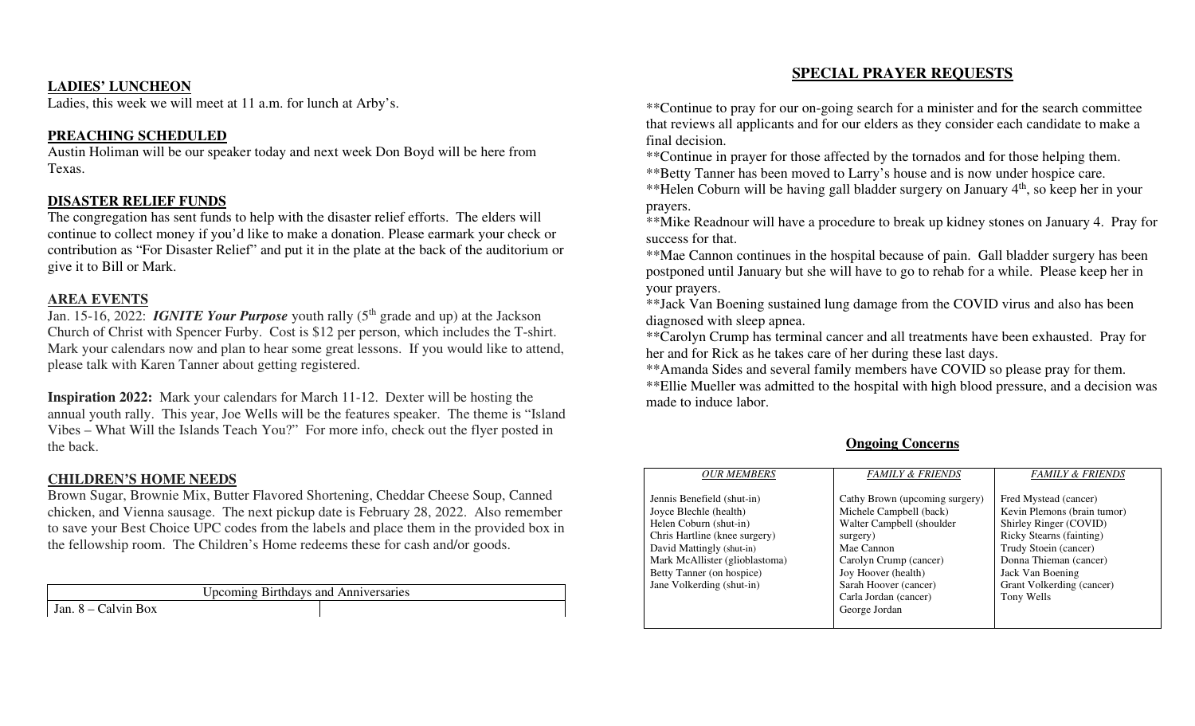## LADIES' LUNCHEON

Ladies, this week we will meet at 11 a.m. for lunch at Arby's.

## PREACHING SCHEDULED

Austin Holiman will be our speaker today and next week Don Boyd will be here from Texas.

## DISASTER RELIEF FUNDS

The congregation has sent funds to help with the disaster relief efforts. The elders will continue to collect money if you'd like to make a donation. Please earmark your check or contribution as "For Disaster Relief" and put it in the plate at the back of the auditorium or give it to Bill or Mark.

## AREA EVENTS

Jan. 15-16, 2022: ***IGNITE Your Purpose*** youth rally (5th grade and up) at the Jackson Church of Christ with Spencer Furby. Cost is $12 per person, which includes the T-shirt. Mark your calendars now and plan to hear some great lessons. If you would like to attend, please talk with Karen Tanner about getting registered.

**Inspiration 2022:** Mark your calendars for March 11-12. Dexter will be hosting the annual youth rally. This year, Joe Wells will be the features speaker. The theme is "Island Vibes – What Will the Islands Teach You?" For more info, check out the flyer posted in the back.

## CHILDREN'S HOME NEEDS

Brown Sugar, Brownie Mix, Butter Flavored Shortening, Cheddar Cheese Soup, Canned chicken, and Vienna sausage. The next pickup date is February 28, 2022. Also remember to save your Best Choice UPC codes from the labels and place them in the provided box in the fellowship room. The Children's Home redeems these for cash and/or goods.

| Upcoming Birthdays and Anniversaries | |
|---|---|
| Jan. 8 – Calvin Box | |

## SPECIAL PRAYER REQUESTS

**Continue to pray for our on-going search for a minister and for the search committee that reviews all applicants and for our elders as they consider each candidate to make a final decision.

**Continue in prayer for those affected by the tornados and for those helping them.

**Betty Tanner has been moved to Larry's house and is now under hospice care.

**Helen Coburn will be having gall bladder surgery on January 4th, so keep her in your prayers.

**Mike Readnour will have a procedure to break up kidney stones on January 4. Pray for success for that.

**Mae Cannon continues in the hospital because of pain. Gall bladder surgery has been postponed until January but she will have to go to rehab for a while. Please keep her in your prayers.

**Jack Van Boening sustained lung damage from the COVID virus and also has been diagnosed with sleep apnea.

**Carolyn Crump has terminal cancer and all treatments have been exhausted. Pray for her and for Rick as he takes care of her during these last days.

**Amanda Sides and several family members have COVID so please pray for them.

**Ellie Mueller was admitted to the hospital with high blood pressure, and a decision was made to induce labor.

### Ongoing Concerns

| *OUR MEMBERS* | *FAMILY & FRIENDS* | *FAMILY & FRIENDS* |
|---|---|---|
| Jennis Benefield (shut-in) | Cathy Brown (upcoming surgery) | Fred Mystead (cancer) |
| Joyce Blechle (health) | Michele Campbell (back) | Kevin Plemons (brain tumor) |
| Helen Coburn (shut-in) | Walter Campbell (shoulder surgery) | Shirley Ringer (COVID) |
| Chris Hartline (knee surgery) | Mae Cannon | Ricky Stearns (fainting) |
| David Mattingly (shut-in) | Carolyn Crump (cancer) | Trudy Stoein (cancer) |
| Mark McAllister (glioblastoma) | Joy Hoover (health) | Donna Thieman (cancer) |
| Betty Tanner (on hospice) | Sarah Hoover (cancer) | Jack Van Boening |
| Jane Volkerding (shut-in) | Carla Jordan (cancer) | Grant Volkerding (cancer) |
| | George Jordan | Tony Wells |